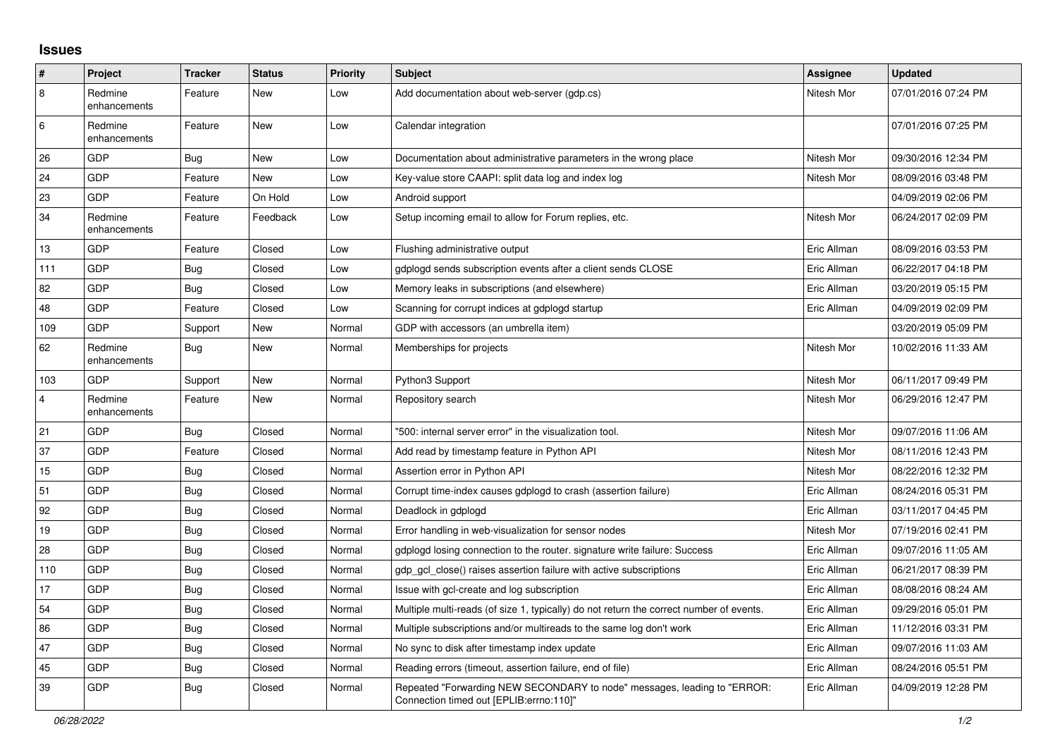## Issues

| # | Project | Tracker | Status | Priority | Subject | Assignee | Updated |
|---|---|---|---|---|---|---|---|
| 8 | Redmine enhancements | Feature | New | Low | Add documentation about web-server (gdp.cs) | Nitesh Mor | 07/01/2016 07:24 PM |
| 6 | Redmine enhancements | Feature | New | Low | Calendar integration | | 07/01/2016 07:25 PM |
| 26 | GDP | Bug | New | Low | Documentation about administrative parameters in the wrong place | Nitesh Mor | 09/30/2016 12:34 PM |
| 24 | GDP | Feature | New | Low | Key-value store CAAPI: split data log and index log | Nitesh Mor | 08/09/2016 03:48 PM |
| 23 | GDP | Feature | On Hold | Low | Android support | | 04/09/2019 02:06 PM |
| 34 | Redmine enhancements | Feature | Feedback | Low | Setup incoming email to allow for Forum replies, etc. | Nitesh Mor | 06/24/2017 02:09 PM |
| 13 | GDP | Feature | Closed | Low | Flushing administrative output | Eric Allman | 08/09/2016 03:53 PM |
| 111 | GDP | Bug | Closed | Low | gdplogd sends subscription events after a client sends CLOSE | Eric Allman | 06/22/2017 04:18 PM |
| 82 | GDP | Bug | Closed | Low | Memory leaks in subscriptions (and elsewhere) | Eric Allman | 03/20/2019 05:15 PM |
| 48 | GDP | Feature | Closed | Low | Scanning for corrupt indices at gdplogd startup | Eric Allman | 04/09/2019 02:09 PM |
| 109 | GDP | Support | New | Normal | GDP with accessors (an umbrella item) | | 03/20/2019 05:09 PM |
| 62 | Redmine enhancements | Bug | New | Normal | Memberships for projects | Nitesh Mor | 10/02/2016 11:33 AM |
| 103 | GDP | Support | New | Normal | Python3 Support | Nitesh Mor | 06/11/2017 09:49 PM |
| 4 | Redmine enhancements | Feature | New | Normal | Repository search | Nitesh Mor | 06/29/2016 12:47 PM |
| 21 | GDP | Bug | Closed | Normal | "500: internal server error" in the visualization tool. | Nitesh Mor | 09/07/2016 11:06 AM |
| 37 | GDP | Feature | Closed | Normal | Add read by timestamp feature in Python API | Nitesh Mor | 08/11/2016 12:43 PM |
| 15 | GDP | Bug | Closed | Normal | Assertion error in Python API | Nitesh Mor | 08/22/2016 12:32 PM |
| 51 | GDP | Bug | Closed | Normal | Corrupt time-index causes gdplogd to crash (assertion failure) | Eric Allman | 08/24/2016 05:31 PM |
| 92 | GDP | Bug | Closed | Normal | Deadlock in gdplogd | Eric Allman | 03/11/2017 04:45 PM |
| 19 | GDP | Bug | Closed | Normal | Error handling in web-visualization for sensor nodes | Nitesh Mor | 07/19/2016 02:41 PM |
| 28 | GDP | Bug | Closed | Normal | gdplogd losing connection to the router. signature write failure: Success | Eric Allman | 09/07/2016 11:05 AM |
| 110 | GDP | Bug | Closed | Normal | gdp_gcl_close() raises assertion failure with active subscriptions | Eric Allman | 06/21/2017 08:39 PM |
| 17 | GDP | Bug | Closed | Normal | Issue with gcl-create and log subscription | Eric Allman | 08/08/2016 08:24 AM |
| 54 | GDP | Bug | Closed | Normal | Multiple multi-reads (of size 1, typically) do not return the correct number of events. | Eric Allman | 09/29/2016 05:01 PM |
| 86 | GDP | Bug | Closed | Normal | Multiple subscriptions and/or multireads to the same log don't work | Eric Allman | 11/12/2016 03:31 PM |
| 47 | GDP | Bug | Closed | Normal | No sync to disk after timestamp index update | Eric Allman | 09/07/2016 11:03 AM |
| 45 | GDP | Bug | Closed | Normal | Reading errors (timeout, assertion failure, end of file) | Eric Allman | 08/24/2016 05:51 PM |
| 39 | GDP | Bug | Closed | Normal | Repeated "Forwarding NEW SECONDARY to node" messages, leading to "ERROR: Connection timed out [EPLIB:errno:110]" | Eric Allman | 04/09/2019 12:28 PM |

*06/28/2022*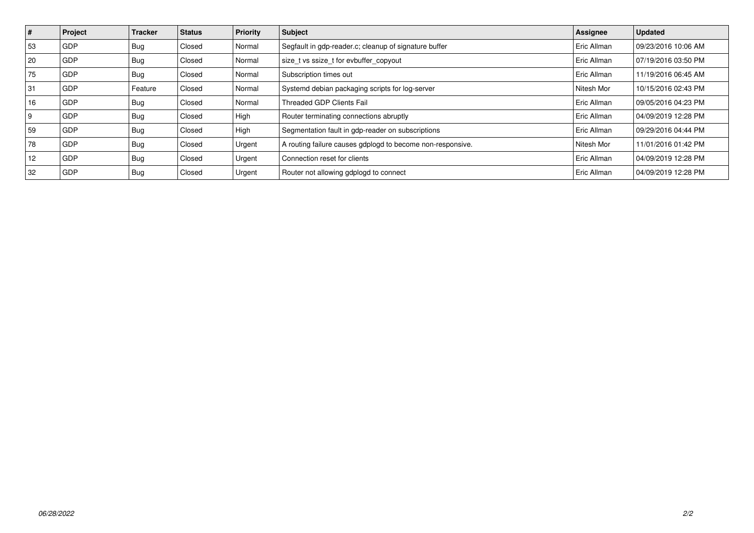| # | Project | Tracker | Status | Priority | Subject | Assignee | Updated |
| --- | --- | --- | --- | --- | --- | --- | --- |
| 53 | GDP | Bug | Closed | Normal | Segfault in gdp-reader.c; cleanup of signature buffer | Eric Allman | 09/23/2016 10:06 AM |
| 20 | GDP | Bug | Closed | Normal | size_t vs ssize_t for evbuffer_copyout | Eric Allman | 07/19/2016 03:50 PM |
| 75 | GDP | Bug | Closed | Normal | Subscription times out | Eric Allman | 11/19/2016 06:45 AM |
| 31 | GDP | Feature | Closed | Normal | Systemd debian packaging scripts for log-server | Nitesh Mor | 10/15/2016 02:43 PM |
| 16 | GDP | Bug | Closed | Normal | Threaded GDP Clients Fail | Eric Allman | 09/05/2016 04:23 PM |
| 9 | GDP | Bug | Closed | High | Router terminating connections abruptly | Eric Allman | 04/09/2019 12:28 PM |
| 59 | GDP | Bug | Closed | High | Segmentation fault in gdp-reader on subscriptions | Eric Allman | 09/29/2016 04:44 PM |
| 78 | GDP | Bug | Closed | Urgent | A routing failure causes gdplogd to become non-responsive. | Nitesh Mor | 11/01/2016 01:42 PM |
| 12 | GDP | Bug | Closed | Urgent | Connection reset for clients | Eric Allman | 04/09/2019 12:28 PM |
| 32 | GDP | Bug | Closed | Urgent | Router not allowing gdplogd to connect | Eric Allman | 04/09/2019 12:28 PM |